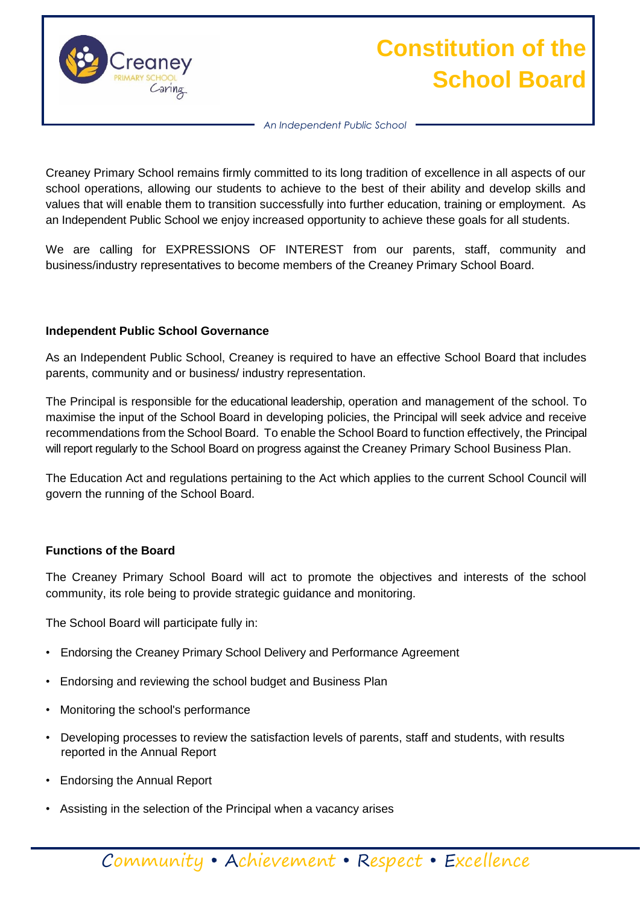# Constitution of the School Board

*An Independent Public School*

Creaney Primary School remains firmly committed to its long tradition of excellence in all aspects of our school operations, allowing our students to achieve to the best of their ability and develop skills and values that will enable them to transition successfully into further education, training or employment. As an Independent Public School we enjoy increased opportunity to achieve these goals for all students.

We are calling for EXPRESSIONS OF INTEREST from our parents, staff, community and business/industry representatives to become members of the Creaney Primary School Board.

**Independent Public School Governance**

As an Independent Public School, Creaney is required to have an effective School Board that includes parents, community and or business/ industry representation.

The Principal is responsible for the educational leadership, operation and management of the school. To maximise the input of the School Board in developing policies, the Principal will seek advice and receive recommendations from the School Board. To enable the School Board to function effectively, the Principal will report regularly to the School Board on progress against the Creaney Primary School Business Plan.

The Education Act and regulations pertaining to the Act which applies to the current School Council will govern the running of the School Board.

**Functions of the Board**

The Creaney Primary School Board will act to promote the objectives and interests of the school community, its role being to provide strategic guidance and monitoring.

The School Board will participate fully in:

- Endorsing the Creaney Primary School Delivery and Performance Agreement
- Endorsing and reviewing the school budget and Business Plan
- Monitoring the school's performance
- Developing processes to review the satisfaction levels of parents, staff and students, with results reported in the Annual Report
- Endorsing the Annual Report
- Assisting in the selection of the Principal when a vacancy arises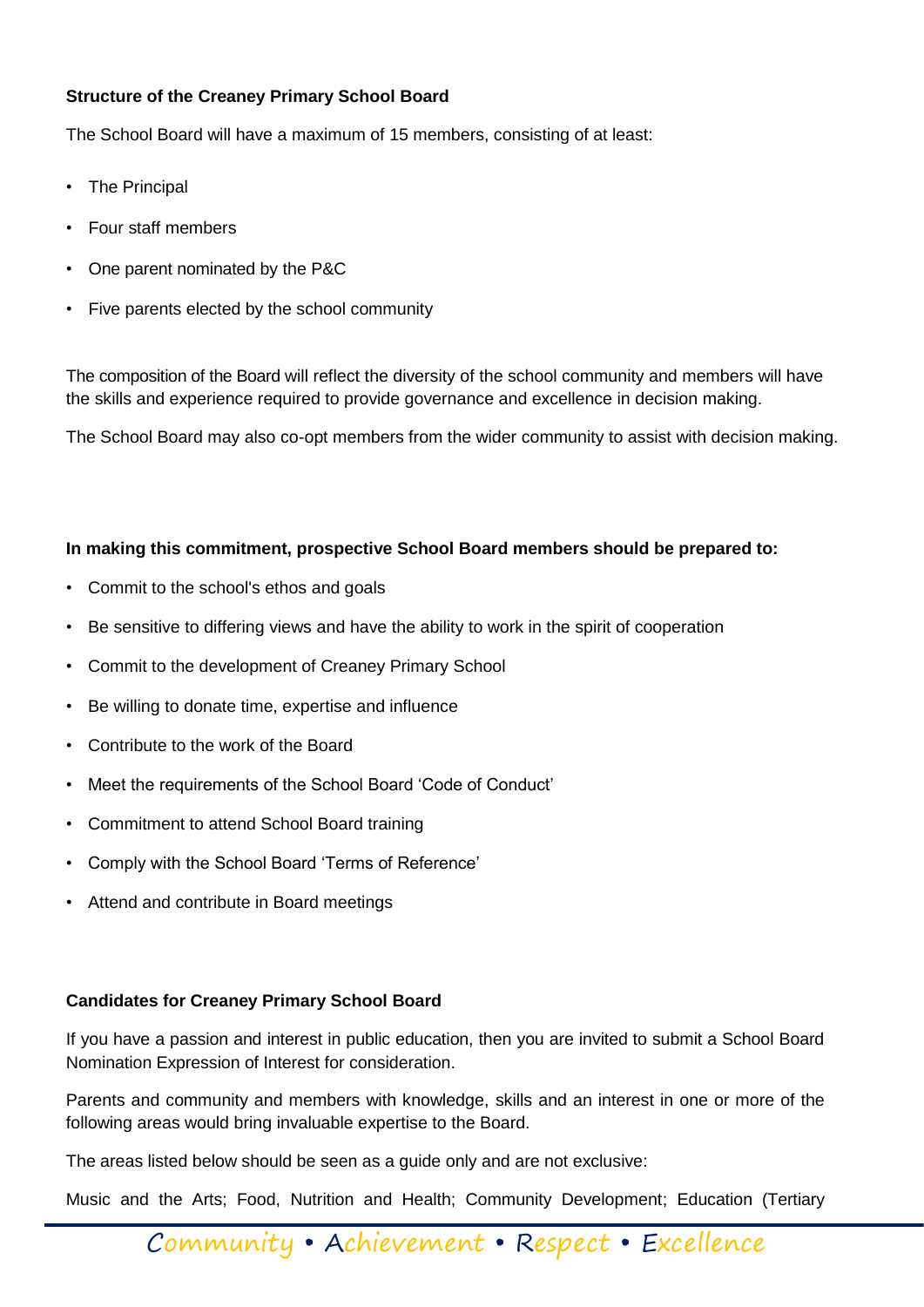**Structure of the Creaney Primary School Board**

The School Board will have a maximum of 15 members, consisting of at least:

- The Principal
- Four staff members
- One parent nominated by the P&C
- Five parents elected by the school community

The composition of the Board will reflect the diversity of the school community and members will have the skills and experience required to provide governance and excellence in decision making.

The School Board may also co-opt members from the wider community to assist with decision making.

**In making this commitment, prospective School Board members should be prepared to:**

- Commit to the school's ethos and goals
- Be sensitive to differing views and have the ability to work in the spirit of cooperation
- Commit to the development of Creaney Primary School
- Be willing to donate time, expertise and influence
- Contribute to the work of the Board
- Meet the requirements of the School Board 'Code of Conduct'
- Commitment to attend School Board training
- Comply with the School Board 'Terms of Reference'
- Attend and contribute in Board meetings

**Candidates for Creaney Primary School Board**

If you have a passion and interest in public education, then you are invited to submit a School Board Nomination Expression of Interest for consideration.

Parents and community and members with knowledge, skills and an interest in one or more of the following areas would bring invaluable expertise to the Board.

The areas listed below should be seen as a guide only and are not exclusive:

Music and the Arts; Food, Nutrition and Health; Community Development; Education (Tertiary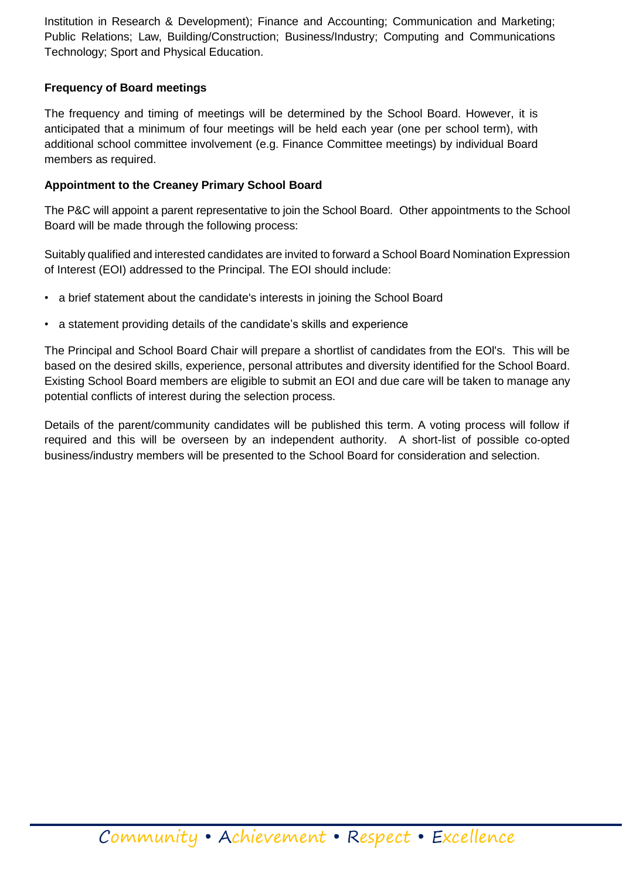Institution in Research & Development); Finance and Accounting; Communication and Marketing; Public Relations; Law, Building/Construction; Business/Industry; Computing and Communications Technology; Sport and Physical Education.

**Frequency of Board meetings**

The frequency and timing of meetings will be determined by the School Board. However, it is anticipated that a minimum of four meetings will be held each year (one per school term), with additional school committee involvement (e.g. Finance Committee meetings) by individual Board members as required.

**Appointment to the Creaney Primary School Board**

The P&C will appoint a parent representative to join the School Board. Other appointments to the School Board will be made through the following process:

Suitably qualified and interested candidates are invited to forward a School Board Nomination Expression of Interest (EOI) addressed to the Principal. The EOI should include:

- a brief statement about the candidate's interests in joining the School Board
- a statement providing details of the candidate's skills and experience

The Principal and School Board Chair will prepare a shortlist of candidates from the EOI's. This will be based on the desired skills, experience, personal attributes and diversity identified for the School Board. Existing School Board members are eligible to submit an EOI and due care will be taken to manage any potential conflicts of interest during the selection process.

Details of the parent/community candidates will be published this term. A voting process will follow if required and this will be overseen by an independent authority. A short-list of possible co-opted business/industry members will be presented to the School Board for consideration and selection.